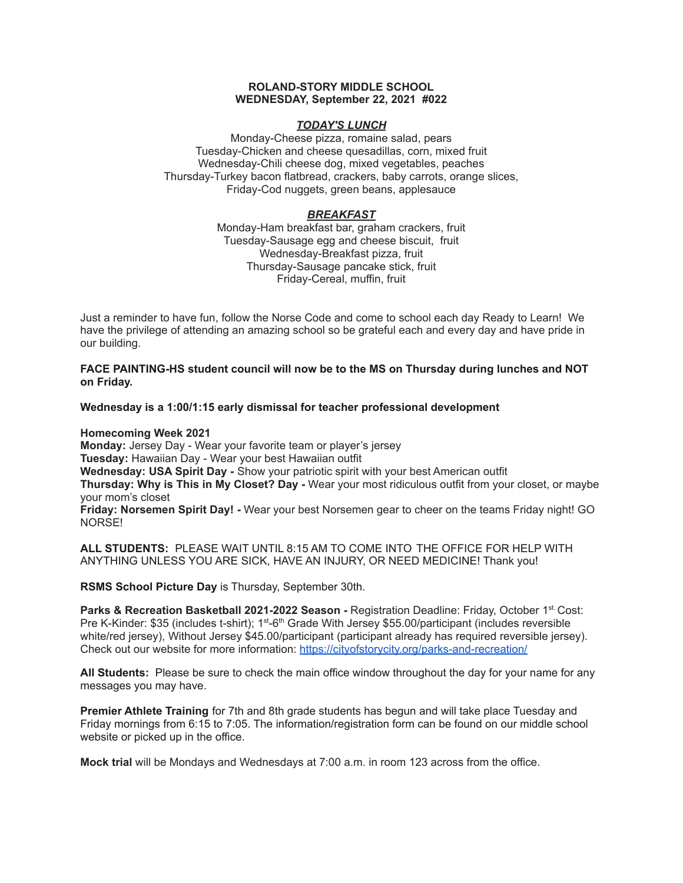**ROLAND-STORY MIDDLE SCHOOL**
**WEDNESDAY, September 22, 2021 #022**

***TODAY'S LUNCH***

Monday-Cheese pizza, romaine salad, pears
Tuesday-Chicken and cheese quesadillas, corn, mixed fruit
Wednesday-Chili cheese dog, mixed vegetables, peaches
Thursday-Turkey bacon flatbread, crackers, baby carrots, orange slices,
Friday-Cod nuggets, green beans, applesauce

***BREAKFAST***

Monday-Ham breakfast bar, graham crackers, fruit
Tuesday-Sausage egg and cheese biscuit, fruit
Wednesday-Breakfast pizza, fruit
Thursday-Sausage pancake stick, fruit
Friday-Cereal, muffin, fruit

Just a reminder to have fun, follow the Norse Code and come to school each day Ready to Learn! We have the privilege of attending an amazing school so be grateful each and every day and have pride in our building.

**FACE PAINTING-HS student council will now be to the MS on Thursday during lunches and NOT on Friday.**

**Wednesday is a 1:00/1:15 early dismissal for teacher professional development**

**Homecoming Week 2021**
**Monday:** Jersey Day - Wear your favorite team or player's jersey
**Tuesday:** Hawaiian Day - Wear your best Hawaiian outfit
**Wednesday: USA Spirit Day -** Show your patriotic spirit with your best American outfit
**Thursday: Why is This in My Closet? Day -** Wear your most ridiculous outfit from your closet, or maybe your mom's closet
**Friday: Norsemen Spirit Day! -** Wear your best Norsemen gear to cheer on the teams Friday night! GO NORSE!

**ALL STUDENTS:** PLEASE WAIT UNTIL 8:15 AM TO COME INTO THE OFFICE FOR HELP WITH ANYTHING UNLESS YOU ARE SICK, HAVE AN INJURY, OR NEED MEDICINE! Thank you!

**RSMS School Picture Day** is Thursday, September 30th.

**Parks & Recreation Basketball 2021-2022 Season -** Registration Deadline: Friday, October 1st. Cost: Pre K-Kinder: $35 (includes t-shirt); 1st-6th Grade With Jersey $55.00/participant (includes reversible white/red jersey), Without Jersey $45.00/participant (participant already has required reversible jersey). Check out our website for more information: [https://cityofstorycity.org/parks-and-recreation/](https://cityofstorycity.org/parks-and-recreation/)

**All Students:** Please be sure to check the main office window throughout the day for your name for any messages you may have.

**Premier Athlete Training** for 7th and 8th grade students has begun and will take place Tuesday and Friday mornings from 6:15 to 7:05. The information/registration form can be found on our middle school website or picked up in the office.

**Mock trial** will be Mondays and Wednesdays at 7:00 a.m. in room 123 across from the office.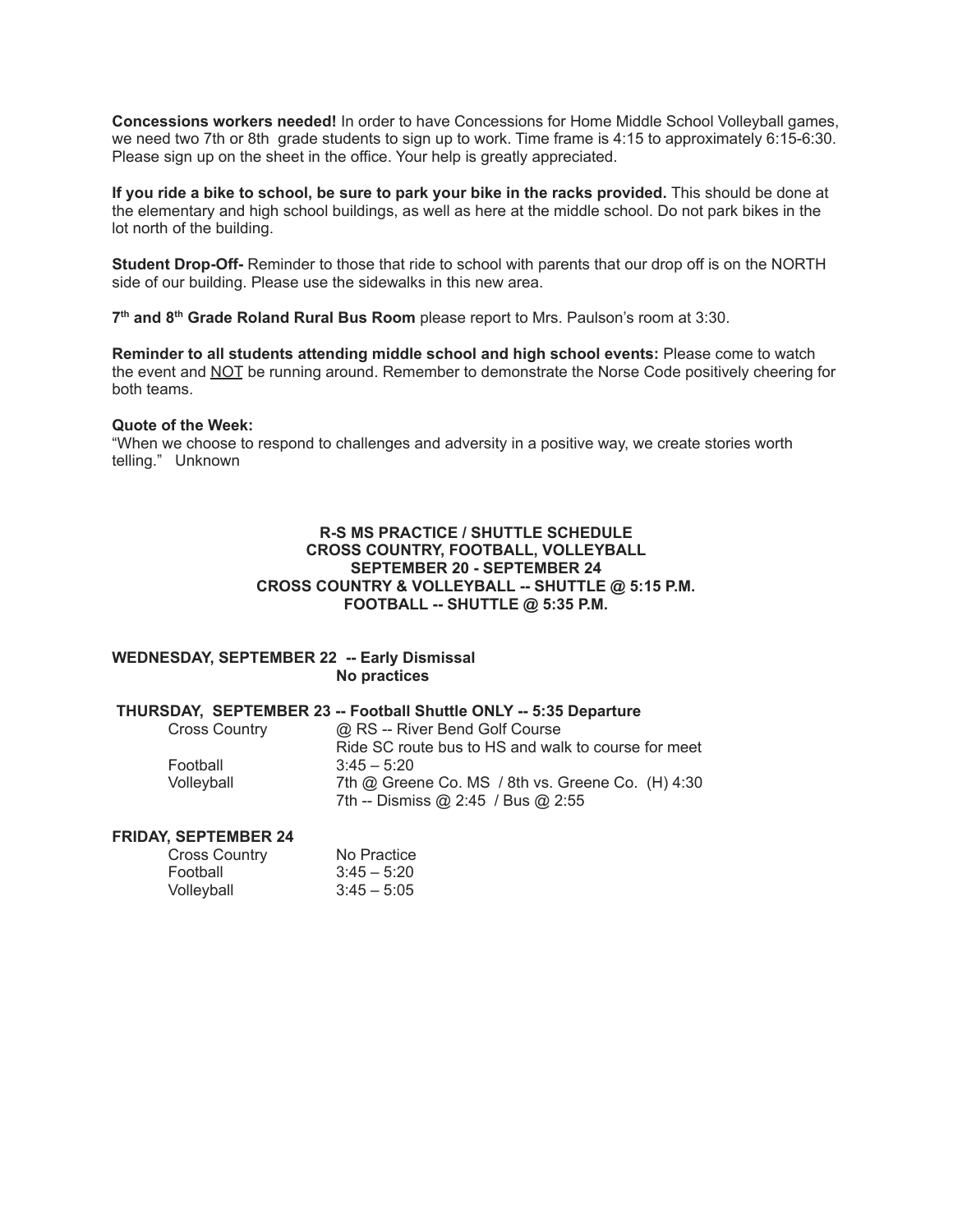**Concessions workers needed!** In order to have Concessions for Home Middle School Volleyball games, we need two 7th or 8th grade students to sign up to work. Time frame is 4:15 to approximately 6:15-6:30. Please sign up on the sheet in the office. Your help is greatly appreciated.

**If you ride a bike to school, be sure to park your bike in the racks provided.** This should be done at the elementary and high school buildings, as well as here at the middle school. Do not park bikes in the lot north of the building.

**Student Drop-Off-** Reminder to those that ride to school with parents that our drop off is on the NORTH side of our building. Please use the sidewalks in this new area.

**7th and 8th Grade Roland Rural Bus Room** please report to Mrs. Paulson's room at 3:30.

**Reminder to all students attending middle school and high school events:** Please come to watch the event and NOT be running around. Remember to demonstrate the Norse Code positively cheering for both teams.

**Quote of the Week:**
"When we choose to respond to challenges and adversity in a positive way, we create stories worth telling." Unknown

**R-S MS PRACTICE / SHUTTLE SCHEDULE**
**CROSS COUNTRY, FOOTBALL, VOLLEYBALL**
**SEPTEMBER 20 - SEPTEMBER 24**
**CROSS COUNTRY & VOLLEYBALL -- SHUTTLE @ 5:15 P.M.**
**FOOTBALL -- SHUTTLE @ 5:35 P.M.**

**WEDNESDAY, SEPTEMBER 22 -- Early Dismissal**
**No practices**

**THURSDAY, SEPTEMBER 23 -- Football Shuttle ONLY -- 5:35 Departure**

| | |
|---|---|
| Cross Country | @ RS -- River Bend Golf Course<br>Ride SC route bus to HS and walk to course for meet |
| Football | 3:45 – 5:20 |
| Volleyball | 7th @ Greene Co. MS / 8th vs. Greene Co. (H) 4:30<br>7th -- Dismiss @ 2:45 / Bus @ 2:55 |

**FRIDAY, SEPTEMBER 24**

| | |
|---|---|
| Cross Country | No Practice |
| Football | 3:45 – 5:20 |
| Volleyball | 3:45 – 5:05 |